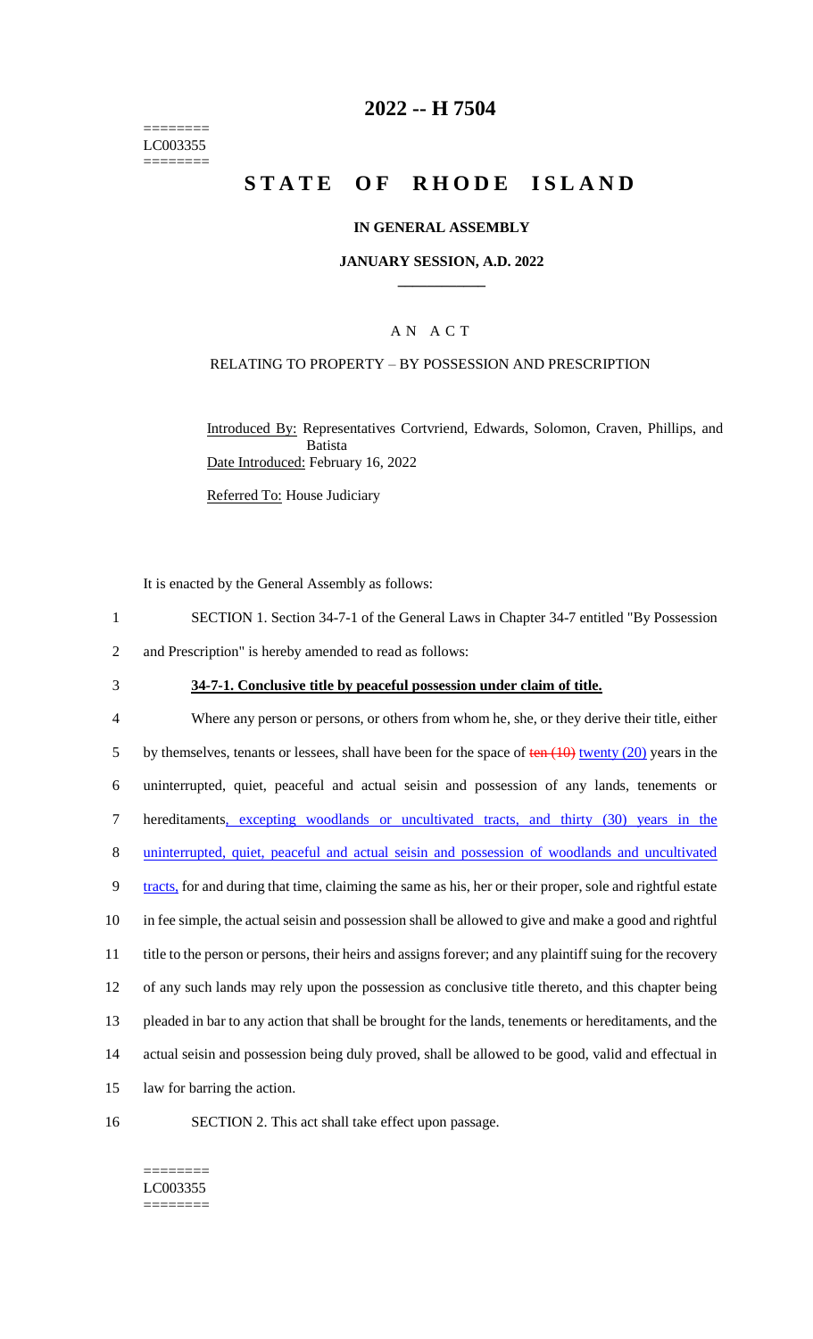========
LC003355
========

# 2022 -- H 7504

# STATE OF RHODE ISLAND

## IN GENERAL ASSEMBLY

### JANUARY SESSION, A.D. 2022

____________

### A N A C T

RELATING TO PROPERTY – BY POSSESSION AND PRESCRIPTION

Introduced By: Representatives Cortvriend, Edwards, Solomon, Craven, Phillips, and Batista

Date Introduced: February 16, 2022

Referred To: House Judiciary

It is enacted by the General Assembly as follows:

1 SECTION 1. Section 34-7-1 of the General Laws in Chapter 34-7 entitled "By Possession
2 and Prescription" is hereby amended to read as follows:

3 **34-7-1. Conclusive title by peaceful possession under claim of title.**

4 Where any person or persons, or others from whom he, she, or they derive their title, either
5 by themselves, tenants or lessees, shall have been for the space of ~~ten (10)~~ twenty (20) years in the
6 uninterrupted, quiet, peaceful and actual seisin and possession of any lands, tenements or
7 hereditaments, excepting woodlands or uncultivated tracts, and thirty (30) years in the
8 uninterrupted, quiet, peaceful and actual seisin and possession of woodlands and uncultivated
9 tracts, for and during that time, claiming the same as his, her or their proper, sole and rightful estate
10 in fee simple, the actual seisin and possession shall be allowed to give and make a good and rightful
11 title to the person or persons, their heirs and assigns forever; and any plaintiff suing for the recovery
12 of any such lands may rely upon the possession as conclusive title thereto, and this chapter being
13 pleaded in bar to any action that shall be brought for the lands, tenements or hereditaments, and the
14 actual seisin and possession being duly proved, shall be allowed to be good, valid and effectual in
15 law for barring the action.

16 SECTION 2. This act shall take effect upon passage.

========
LC003355
========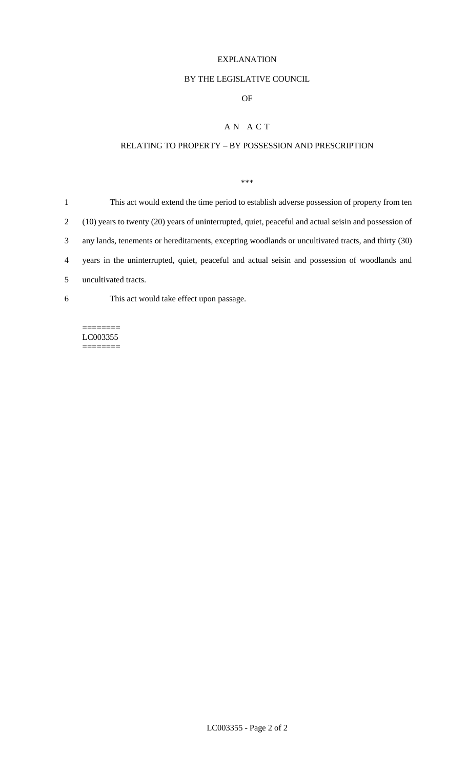EXPLANATION

BY THE LEGISLATIVE COUNCIL

OF

A N A C T

RELATING TO PROPERTY – BY POSSESSION AND PRESCRIPTION

\*\*\*

This act would extend the time period to establish adverse possession of property from ten (10) years to twenty (20) years of uninterrupted, quiet, peaceful and actual seisin and possession of any lands, tenements or hereditaments, excepting woodlands or uncultivated tracts, and thirty (30) years in the uninterrupted, quiet, peaceful and actual seisin and possession of woodlands and uncultivated tracts.

This act would take effect upon passage.

========
LC003355
========